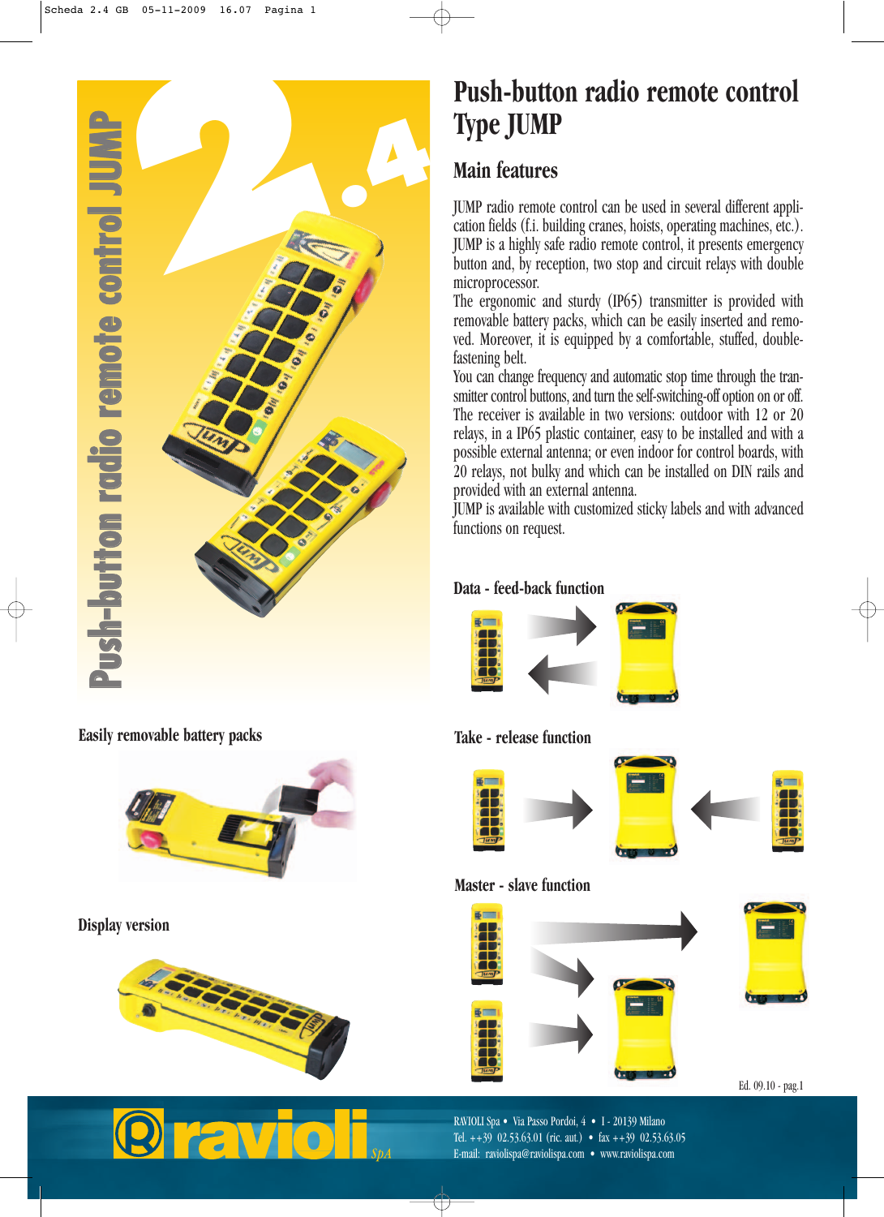# Push-button radio remote control JUMP

# 2.4

# Push-button radio remote control Type JUMP

## Main features

JUMP radio remote control can be used in several different application fields (f.i. building cranes, hoists, operating machines, etc.). JUMP is a highly safe radio remote control, it presents emergency button and, by reception, two stop and circuit relays with double microprocessor.
The ergonomic and sturdy (IP65) transmitter is provided with removable battery packs, which can be easily inserted and removed. Moreover, it is equipped by a comfortable, stuffed, double-fastening belt.
You can change frequency and automatic stop time through the transmitter control buttons, and turn the self-switching-off option on or off.
The receiver is available in two versions: outdoor with 12 or 20 relays, in a IP65 plastic container, easy to be installed and with a possible external antenna; or even indoor for control boards, with 20 relays, not bulky and which can be installed on DIN rails and provided with an external antenna.
JUMP is available with customized sticky labels and with advanced functions on request.

### Data - feed-back function

### Take - release function

### Master - slave function

### Easily removable battery packs

### Display version

Ed. 09.10 - pag.1

ravioli SpA

RAVIOLI Spa • Via Passo Pordoi, 4 • I - 20139 Milano
Tel. ++39 02.53.63.01 (ric. aut.) • fax ++39 02.53.63.05
E-mail: raviolispa@raviolispa.com • www.raviolispa.com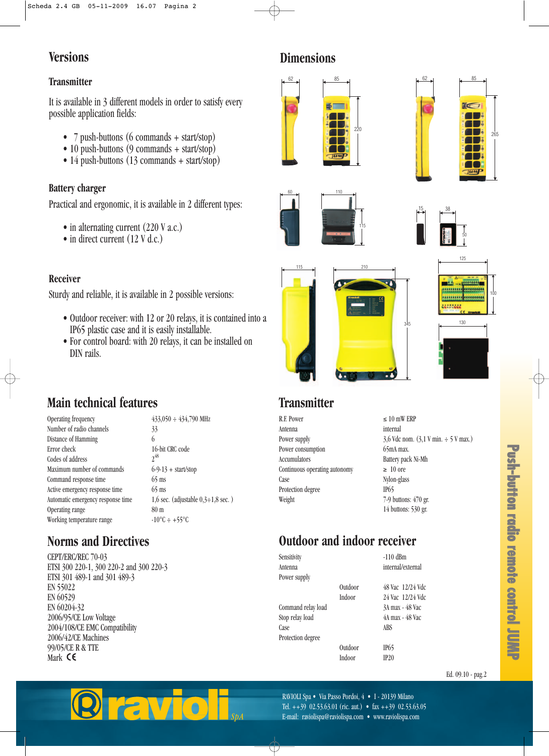# Versions

## Transmitter

It is available in 3 different models in order to satisfy every possible application fields:

- 7 push-buttons (6 commands + start/stop)
- 10 push-buttons (9 commands + start/stop)
- 14 push-buttons (13 commands + start/stop)

## Battery charger

Practical and ergonomic, it is available in 2 different types:

- in alternating current (220 V a.c.)
- in direct current (12 V d.c.)

## Receiver

Sturdy and reliable, it is available in 2 possible versions:

- Outdoor receiver: with 12 or 20 relays, it is contained into a IP65 plastic case and it is easily installable.
- For control board: with 20 relays, it can be installed on DIN rails.

# Dimensions

62
85
220
62
85
265
60
110
115
15
38
50
115
210
345
125
100
130

# Main technical features

| | |
|---|---|
| Operating frequency | 433,050 ÷ 434,790 MHz |
| Number of radio channels | 33 |
| Distance of Hamming | 6 |
| Error check | 16-bit CRC code |
| Codes of address | $2^{48}$ |
| Maximum number of commands | 6-9-13 + start/stop |
| Command response time | 65 ms |
| Active emergency response time | 65 ms |
| Automatic emergency response time | 1,6 sec. (adjustable 0,3÷1,8 sec. ) |
| Operating range | 80 m |
| Working temperature range | -10°C ÷ +55°C |

# Transmitter

| | |
|---|---|
| R.F. Power | ≤ 10 mW ERP |
| Antenna | internal |
| Power supply | 3,6 Vdc nom. (3,1 V min. ÷ 5 V max.) |
| Power consumption | 65mA max. |
| Accumulators | Battery pack Ni-Mh |
| Continuous operating autonomy | ≥ 10 ore |
| Case | Nylon-glass |
| Protection degree | IP65 |
| Weight | 7-9 buttons: 470 gr.<br>14 buttons: 530 gr. |

# Norms and Directives

CEPT/ERC/REC 70-03
ETSI 300 220-1, 300 220-2 and 300 220-3
ETSI 301 489-1 and 301 489-3
EN 55022
EN 60529
EN 60204-32
2006/95/CE Low Voltage
2004/108/CE EMC Compatibility
2006/42/CE Machines
99/05/CE R & TTE
Mark CE

# Outdoor and indoor receiver

| | | |
|---|---|---|
| Sensitivity | | -110 dBm |
| Antenna | | internal/external |
| Power supply | | |
| | Outdoor | 48 Vac 12/24 Vdc |
| | Indoor | 24 Vac 12/24 Vdc |
| Command relay load | | 3A max - 48 Vac |
| Stop relay load | | 4A max - 48 Vac |
| Case | | ABS |
| Protection degree | | |
| | Outdoor | IP65 |
| | Indoor | IP20 |

Push-button radio remote control JUMP

Ed. 09.10 - pag.2

ravioli SpA

RAVIOLI Spa • Via Passo Pordoi, 4 • I - 20139 Milano
Tel. ++39 02.53.63.01 (ric. aut.) • fax ++39 02.53.63.05
E-mail: raviolispa@raviolispa.com • www.raviolispa.com